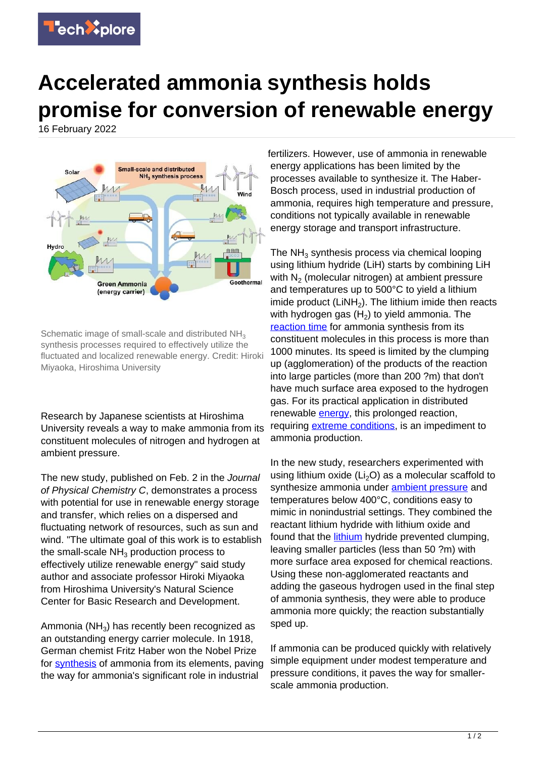# Accelerated ammonia synthesis holds promise for conversion of renewable energy

16 February 2022

Schematic image of small-scale and distributed $NH_3$ synthesis processes required to effectively utilize the fluctuated and localized renewable energy. Credit: Hiroki Miyaoka, Hiroshima University

Research by Japanese scientists at Hiroshima University reveals a way to make ammonia from its constituent molecules of nitrogen and hydrogen at ambient pressure.

The new study, published on Feb. 2 in the *Journal of Physical Chemistry C*, demonstrates a process with potential for use in renewable energy storage and transfer, which relies on a dispersed and fluctuating network of resources, such as sun and wind. "The ultimate goal of this work is to establish the small-scale $NH_3$ production process to effectively utilize renewable energy" said study author and associate professor Hiroki Miyaoka from Hiroshima University's Natural Science Center for Basic Research and Development.

Ammonia ($NH_3$) has recently been recognized as an outstanding energy carrier molecule. In 1918, German chemist Fritz Haber won the Nobel Prize for synthesis of ammonia from its elements, paving the way for ammonia's significant role in industrial fertilizers. However, use of ammonia in renewable energy applications has been limited by the processes available to synthesize it. The Haber-Bosch process, used in industrial production of ammonia, requires high temperature and pressure, conditions not typically available in renewable energy storage and transport infrastructure.

The $NH_3$ synthesis process via chemical looping using lithium hydride (LiH) starts by combining LiH with $N_2$ (molecular nitrogen) at ambient pressure and temperatures up to 500°C to yield a lithium imide product ($LiNH_2$). The lithium imide then reacts with hydrogen gas ($H_2$) to yield ammonia. The reaction time for ammonia synthesis from its constituent molecules in this process is more than 1000 minutes. Its speed is limited by the clumping up (agglomeration) of the products of the reaction into large particles (more than 200 ?m) that don't have much surface area exposed to the hydrogen gas. For its practical application in distributed renewable energy, this prolonged reaction, requiring extreme conditions, is an impediment to ammonia production.

In the new study, researchers experimented with using lithium oxide ($Li_2O$) as a molecular scaffold to synthesize ammonia under ambient pressure and temperatures below 400°C, conditions easy to mimic in nonindustrial settings. They combined the reactant lithium hydride with lithium oxide and found that the lithium hydride prevented clumping, leaving smaller particles (less than 50 ?m) with more surface area exposed for chemical reactions. Using these non-agglomerated reactants and adding the gaseous hydrogen used in the final step of ammonia synthesis, they were able to produce ammonia more quickly; the reaction substantially sped up.

If ammonia can be produced quickly with relatively simple equipment under modest temperature and pressure conditions, it paves the way for smaller-scale ammonia production.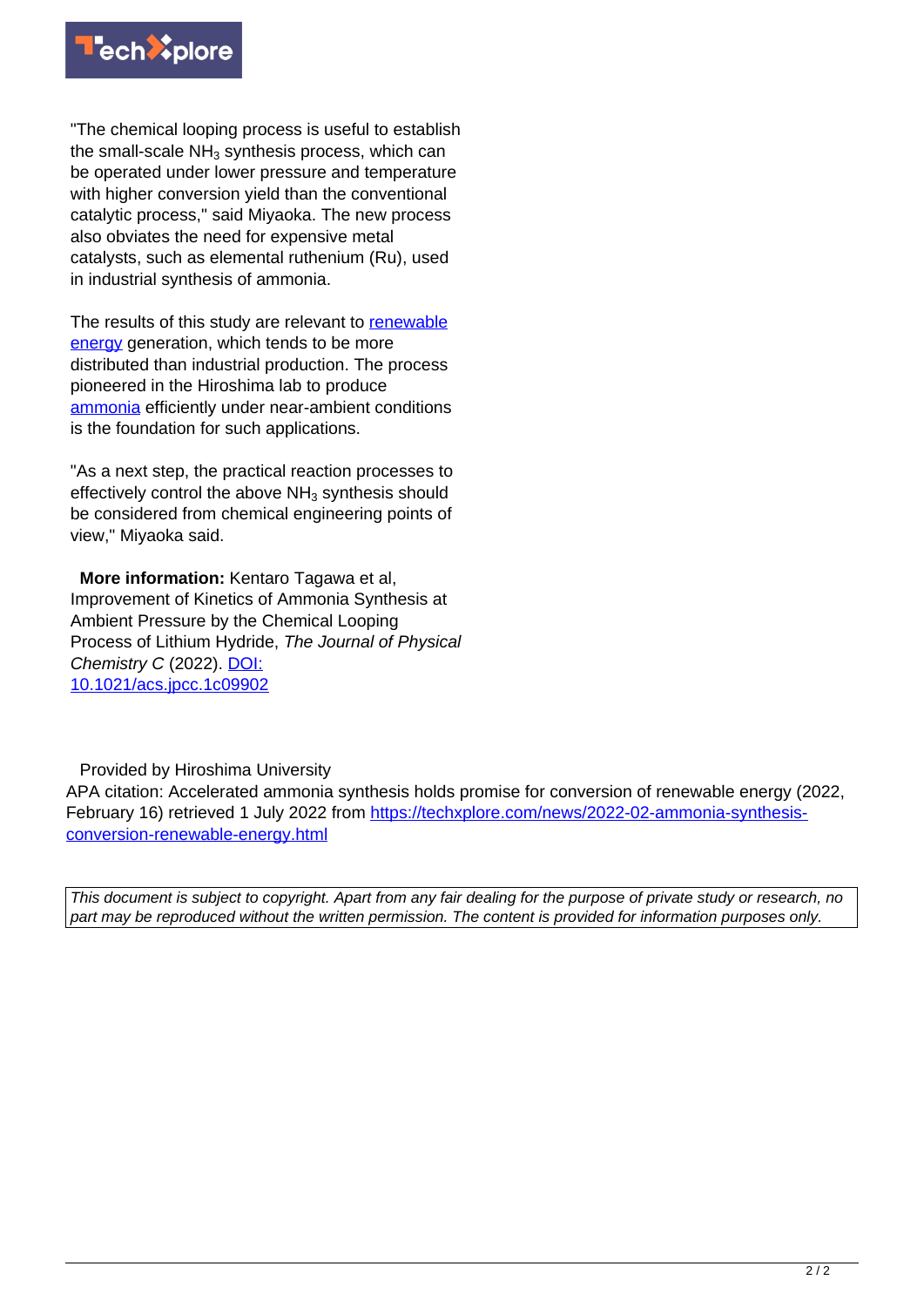"The chemical looping process is useful to establish the small-scale $NH_3$ synthesis process, which can be operated under lower pressure and temperature with higher conversion yield than the conventional catalytic process," said Miyaoka. The new process also obviates the need for expensive metal catalysts, such as elemental ruthenium (Ru), used in industrial synthesis of ammonia.

The results of this study are relevant to renewable energy generation, which tends to be more distributed than industrial production. The process pioneered in the Hiroshima lab to produce ammonia efficiently under near-ambient conditions is the foundation for such applications.

"As a next step, the practical reaction processes to effectively control the above $NH_3$ synthesis should be considered from chemical engineering points of view," Miyaoka said.

**More information:** Kentaro Tagawa et al, Improvement of Kinetics of Ammonia Synthesis at Ambient Pressure by the Chemical Looping Process of Lithium Hydride, *The Journal of Physical Chemistry C* (2022). DOI: 10.1021/acs.jpcc.1c09902

Provided by Hiroshima University

APA citation: Accelerated ammonia synthesis holds promise for conversion of renewable energy (2022, February 16) retrieved 1 July 2022 from https://techxplore.com/news/2022-02-ammonia-synthesis-conversion-renewable-energy.html

*This document is subject to copyright. Apart from any fair dealing for the purpose of private study or research, no part may be reproduced without the written permission. The content is provided for information purposes only.*